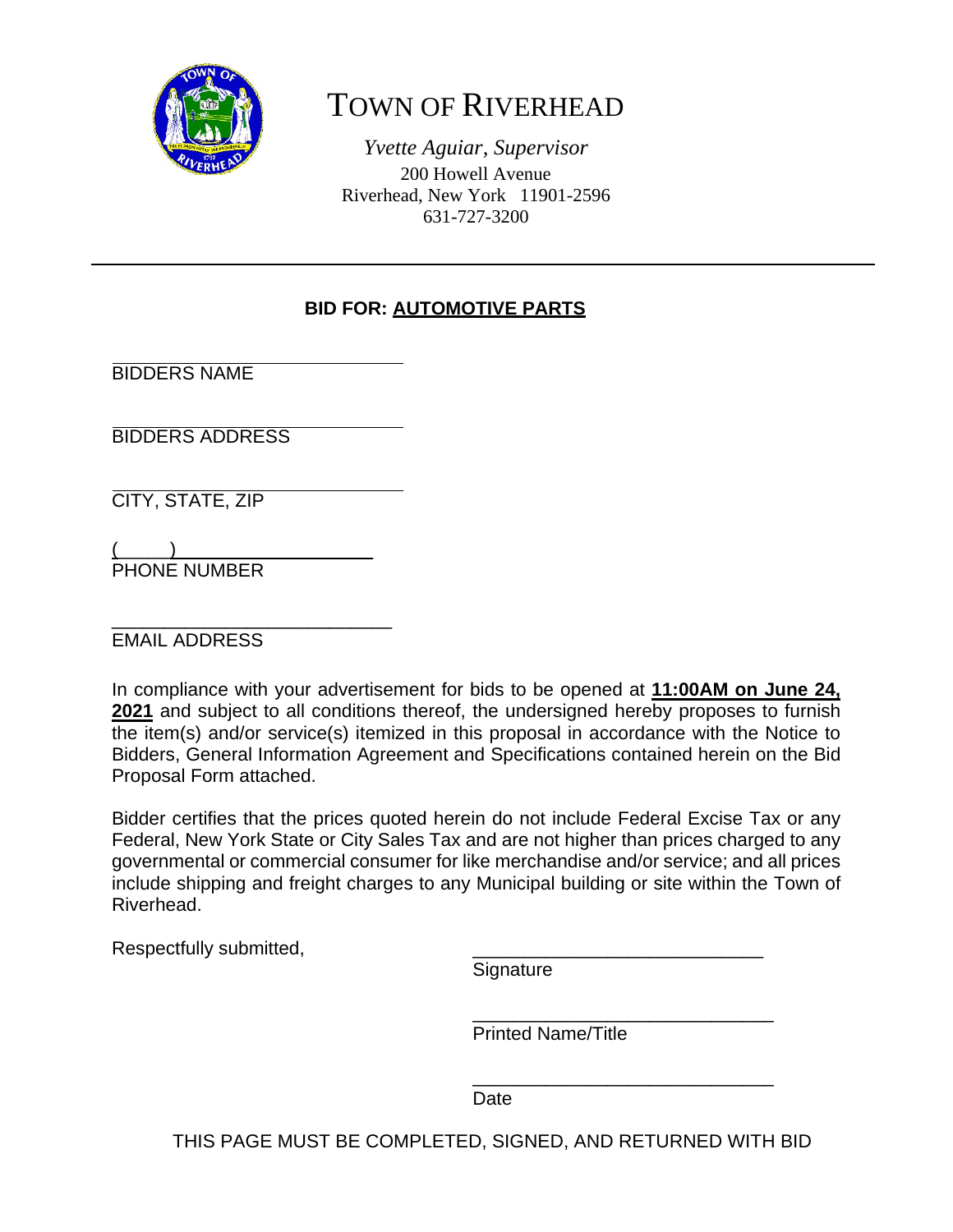# TOWN OF RIVERHEAD

*Yvette Aguiar, Supervisor*
200 Howell Avenue
Riverhead, New York 11901-2596
631-727-3200

---

**BID FOR: AUTOMOTIVE PARTS**

______________________________
BIDDERS NAME

______________________________
BIDDERS ADDRESS

______________________________
CITY, STATE, ZIP

(     ) ______________________
PHONE NUMBER

______________________________
EMAIL ADDRESS

In compliance with your advertisement for bids to be opened at **11:00AM on June 24, 2021** and subject to all conditions thereof, the undersigned hereby proposes to furnish the item(s) and/or service(s) itemized in this proposal in accordance with the Notice to Bidders, General Information Agreement and Specifications contained herein on the Bid Proposal Form attached.

Bidder certifies that the prices quoted herein do not include Federal Excise Tax or any Federal, New York State or City Sales Tax and are not higher than prices charged to any governmental or commercial consumer for like merchandise and/or service; and all prices include shipping and freight charges to any Municipal building or site within the Town of Riverhead.

Respectfully submitted,

______________________________
Signature

______________________________
Printed Name/Title

______________________________
Date

THIS PAGE MUST BE COMPLETED, SIGNED, AND RETURNED WITH BID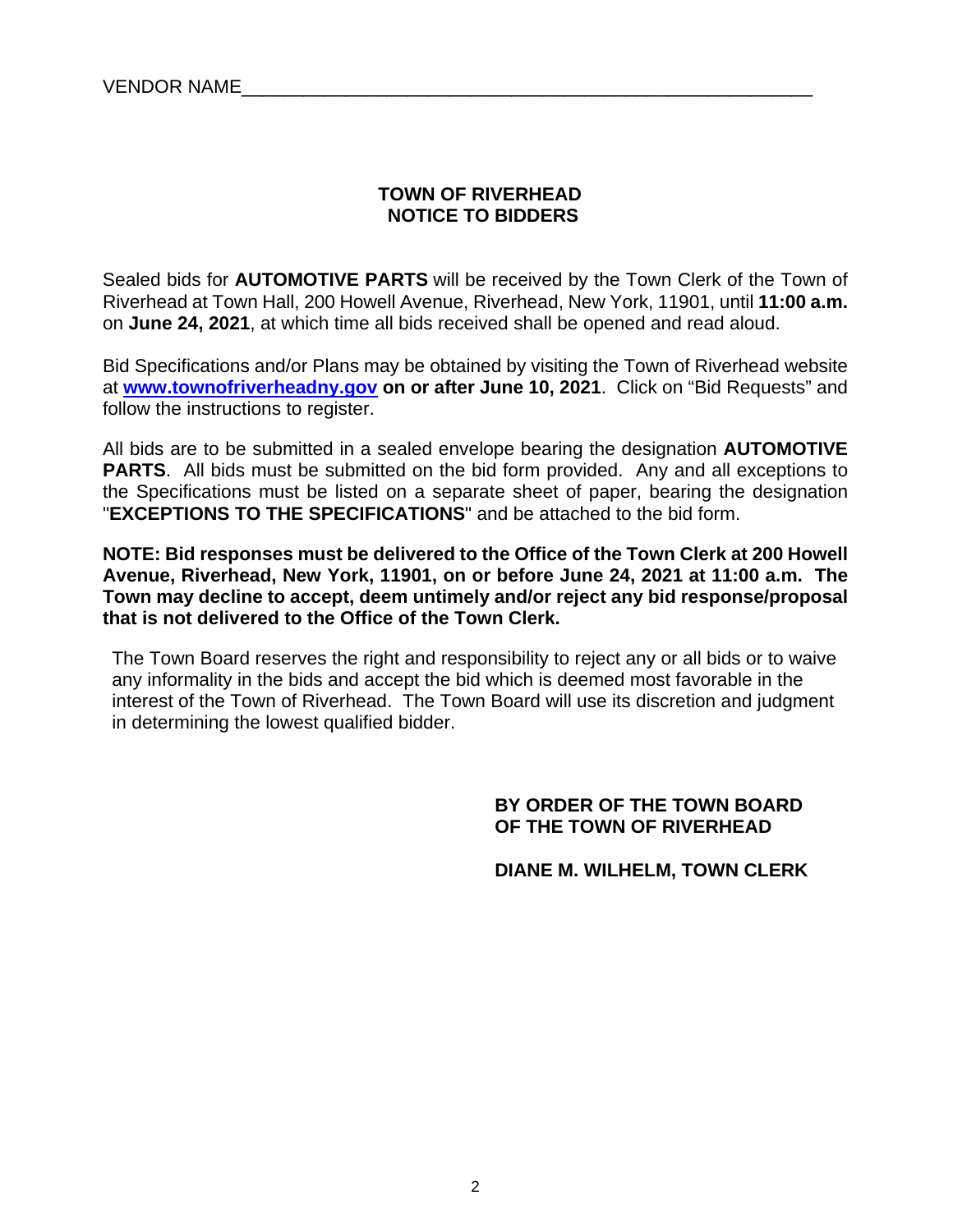VENDOR NAME_______________________________________________________

# TOWN OF RIVERHEAD
## NOTICE TO BIDDERS

Sealed bids for **AUTOMOTIVE PARTS** will be received by the Town Clerk of the Town of Riverhead at Town Hall, 200 Howell Avenue, Riverhead, New York, 11901, until **11:00 a.m.** on **June 24, 2021**, at which time all bids received shall be opened and read aloud.

Bid Specifications and/or Plans may be obtained by visiting the Town of Riverhead website at **www.townofriverheadny.gov** **on or after June 10, 2021**. Click on "Bid Requests" and follow the instructions to register.

All bids are to be submitted in a sealed envelope bearing the designation **AUTOMOTIVE PARTS**. All bids must be submitted on the bid form provided. Any and all exceptions to the Specifications must be listed on a separate sheet of paper, bearing the designation "**EXCEPTIONS TO THE SPECIFICATIONS**" and be attached to the bid form.

**NOTE: Bid responses must be delivered to the Office of the Town Clerk at 200 Howell Avenue, Riverhead, New York, 11901, on or before June 24, 2021 at 11:00 a.m. The Town may decline to accept, deem untimely and/or reject any bid response/proposal that is not delivered to the Office of the Town Clerk.**

The Town Board reserves the right and responsibility to reject any or all bids or to waive any informality in the bids and accept the bid which is deemed most favorable in the interest of the Town of Riverhead. The Town Board will use its discretion and judgment in determining the lowest qualified bidder.

**BY ORDER OF THE TOWN BOARD OF THE TOWN OF RIVERHEAD**

**DIANE M. WILHELM, TOWN CLERK**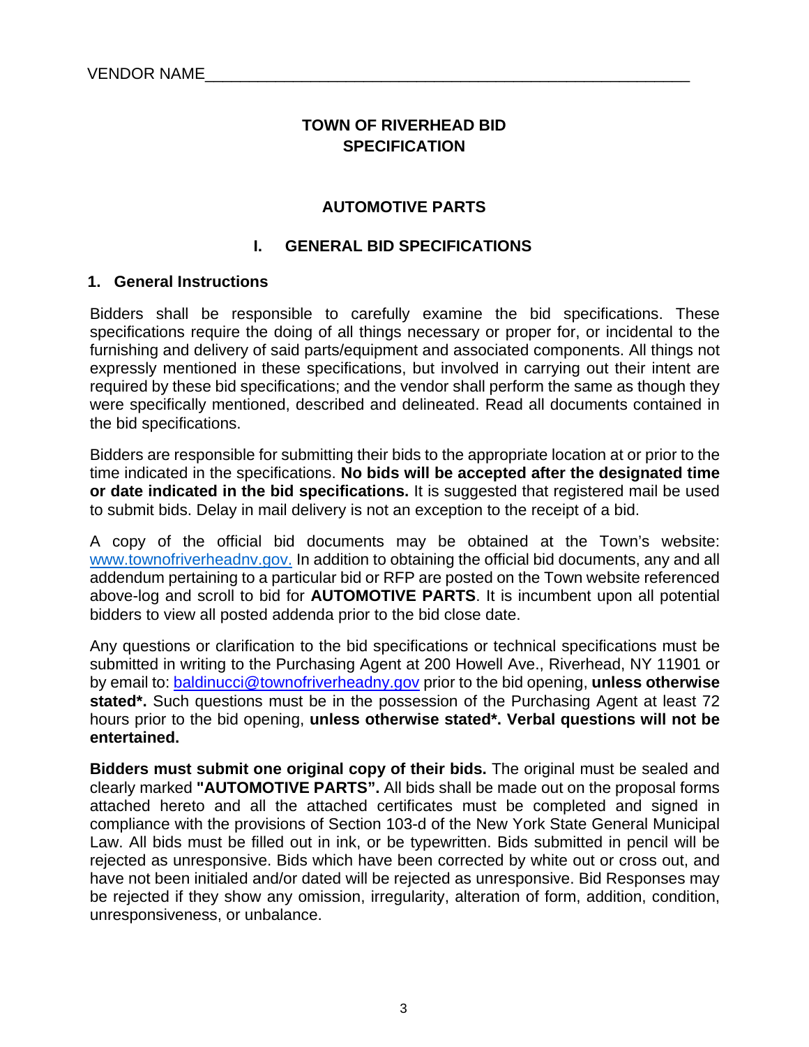VENDOR NAME_______________________________________________________

# TOWN OF RIVERHEAD BID SPECIFICATION

## AUTOMOTIVE PARTS

## I. GENERAL BID SPECIFICATIONS

### 1. General Instructions

Bidders shall be responsible to carefully examine the bid specifications. These specifications require the doing of all things necessary or proper for, or incidental to the furnishing and delivery of said parts/equipment and associated components. All things not expressly mentioned in these specifications, but involved in carrying out their intent are required by these bid specifications; and the vendor shall perform the same as though they were specifically mentioned, described and delineated. Read all documents contained in the bid specifications.

Bidders are responsible for submitting their bids to the appropriate location at or prior to the time indicated in the specifications. **No bids will be accepted after the designated time or date indicated in the bid specifications.** It is suggested that registered mail be used to submit bids. Delay in mail delivery is not an exception to the receipt of a bid.

A copy of the official bid documents may be obtained at the Town's website: www.townofriverheadnv.gov. In addition to obtaining the official bid documents, any and all addendum pertaining to a particular bid or RFP are posted on the Town website referenced above-log and scroll to bid for **AUTOMOTIVE PARTS**. It is incumbent upon all potential bidders to view all posted addenda prior to the bid close date.

Any questions or clarification to the bid specifications or technical specifications must be submitted in writing to the Purchasing Agent at 200 Howell Ave., Riverhead, NY 11901 or by email to: baldinucci@townofriverheadny.gov prior to the bid opening, **unless otherwise stated*.** Such questions must be in the possession of the Purchasing Agent at least 72 hours prior to the bid opening, **unless otherwise stated*. Verbal questions will not be entertained.**

**Bidders must submit one original copy of their bids.** The original must be sealed and clearly marked **"AUTOMOTIVE PARTS".** All bids shall be made out on the proposal forms attached hereto and all the attached certificates must be completed and signed in compliance with the provisions of Section 103-d of the New York State General Municipal Law. All bids must be filled out in ink, or be typewritten. Bids submitted in pencil will be rejected as unresponsive. Bids which have been corrected by white out or cross out, and have not been initialed and/or dated will be rejected as unresponsive. Bid Responses may be rejected if they show any omission, irregularity, alteration of form, addition, condition, unresponsiveness, or unbalance.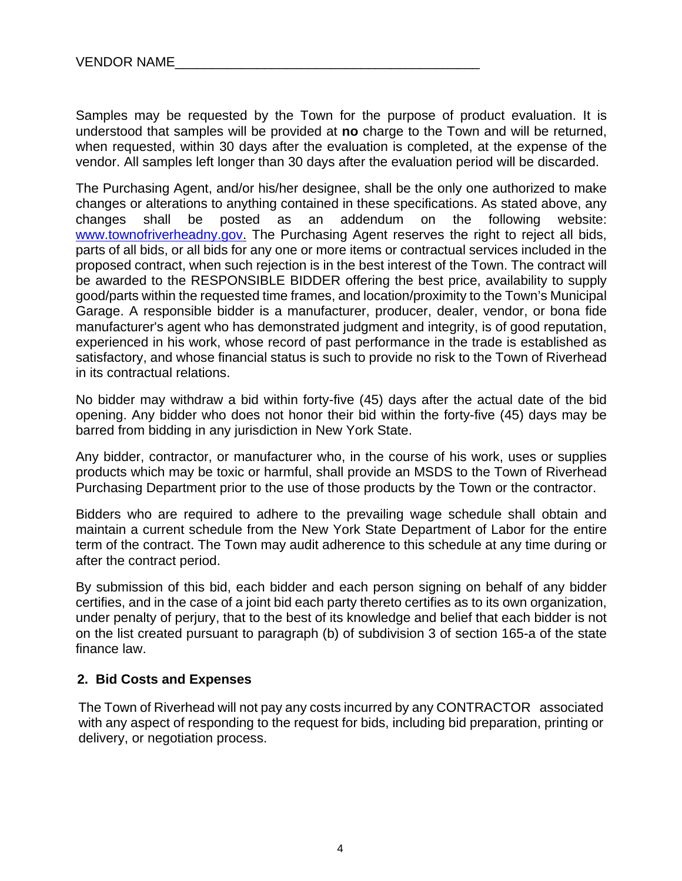VENDOR NAME________________________________________

Samples may be requested by the Town for the purpose of product evaluation. It is understood that samples will be provided at **no** charge to the Town and will be returned, when requested, within 30 days after the evaluation is completed, at the expense of the vendor. All samples left longer than 30 days after the evaluation period will be discarded.

The Purchasing Agent, and/or his/her designee, shall be the only one authorized to make changes or alterations to anything contained in these specifications. As stated above, any changes shall be posted as an addendum on the following website: [www.townofriverheadny.gov.](http://www.townofriverheadny.gov) The Purchasing Agent reserves the right to reject all bids, parts of all bids, or all bids for any one or more items or contractual services included in the proposed contract, when such rejection is in the best interest of the Town. The contract will be awarded to the RESPONSIBLE BIDDER offering the best price, availability to supply good/parts within the requested time frames, and location/proximity to the Town's Municipal Garage. A responsible bidder is a manufacturer, producer, dealer, vendor, or bona fide manufacturer's agent who has demonstrated judgment and integrity, is of good reputation, experienced in his work, whose record of past performance in the trade is established as satisfactory, and whose financial status is such to provide no risk to the Town of Riverhead in its contractual relations.

No bidder may withdraw a bid within forty-five (45) days after the actual date of the bid opening. Any bidder who does not honor their bid within the forty-five (45) days may be barred from bidding in any jurisdiction in New York State.

Any bidder, contractor, or manufacturer who, in the course of his work, uses or supplies products which may be toxic or harmful, shall provide an MSDS to the Town of Riverhead Purchasing Department prior to the use of those products by the Town or the contractor.

Bidders who are required to adhere to the prevailing wage schedule shall obtain and maintain a current schedule from the New York State Department of Labor for the entire term of the contract. The Town may audit adherence to this schedule at any time during or after the contract period.

By submission of this bid, each bidder and each person signing on behalf of any bidder certifies, and in the case of a joint bid each party thereto certifies as to its own organization, under penalty of perjury, that to the best of its knowledge and belief that each bidder is not on the list created pursuant to paragraph (b) of subdivision 3 of section 165-a of the state finance law.

## 2. Bid Costs and Expenses

The Town of Riverhead will not pay any costs incurred by any CONTRACTOR associated with any aspect of responding to the request for bids, including bid preparation, printing or delivery, or negotiation process.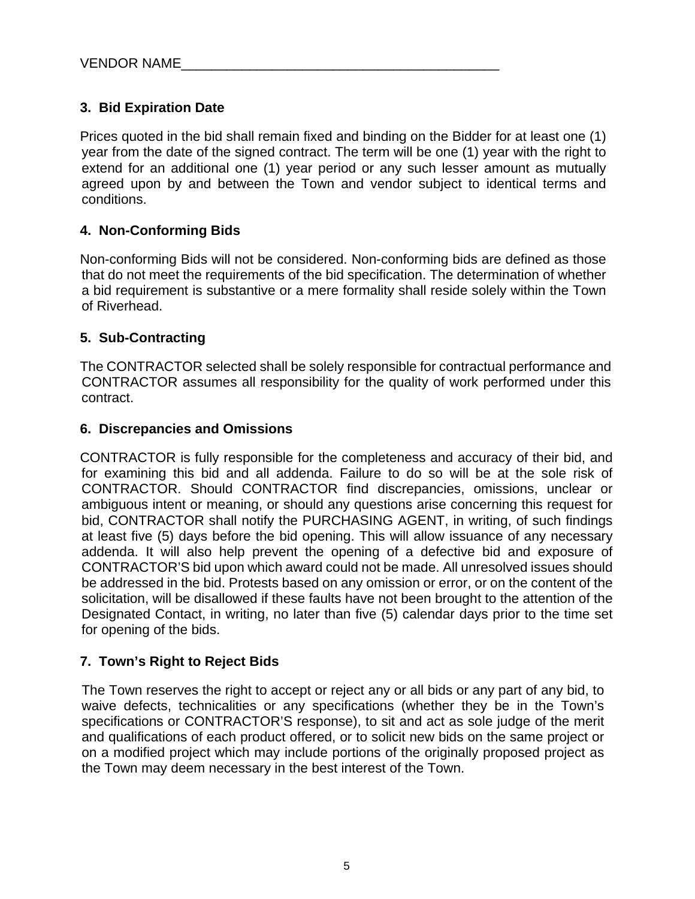VENDOR NAME___________________________________________

### 3. Bid Expiration Date

Prices quoted in the bid shall remain fixed and binding on the Bidder for at least one (1) year from the date of the signed contract. The term will be one (1) year with the right to extend for an additional one (1) year period or any such lesser amount as mutually agreed upon by and between the Town and vendor subject to identical terms and conditions.

### 4. Non-Conforming Bids

Non-conforming Bids will not be considered. Non-conforming bids are defined as those that do not meet the requirements of the bid specification. The determination of whether a bid requirement is substantive or a mere formality shall reside solely within the Town of Riverhead.

### 5. Sub-Contracting

The CONTRACTOR selected shall be solely responsible for contractual performance and CONTRACTOR assumes all responsibility for the quality of work performed under this contract.

### 6. Discrepancies and Omissions

CONTRACTOR is fully responsible for the completeness and accuracy of their bid, and for examining this bid and all addenda. Failure to do so will be at the sole risk of CONTRACTOR. Should CONTRACTOR find discrepancies, omissions, unclear or ambiguous intent or meaning, or should any questions arise concerning this request for bid, CONTRACTOR shall notify the PURCHASING AGENT, in writing, of such findings at least five (5) days before the bid opening. This will allow issuance of any necessary addenda. It will also help prevent the opening of a defective bid and exposure of CONTRACTOR'S bid upon which award could not be made. All unresolved issues should be addressed in the bid. Protests based on any omission or error, or on the content of the solicitation, will be disallowed if these faults have not been brought to the attention of the Designated Contact, in writing, no later than five (5) calendar days prior to the time set for opening of the bids.

### 7. Town's Right to Reject Bids

The Town reserves the right to accept or reject any or all bids or any part of any bid, to waive defects, technicalities or any specifications (whether they be in the Town's specifications or CONTRACTOR'S response), to sit and act as sole judge of the merit and qualifications of each product offered, or to solicit new bids on the same project or on a modified project which may include portions of the originally proposed project as the Town may deem necessary in the best interest of the Town.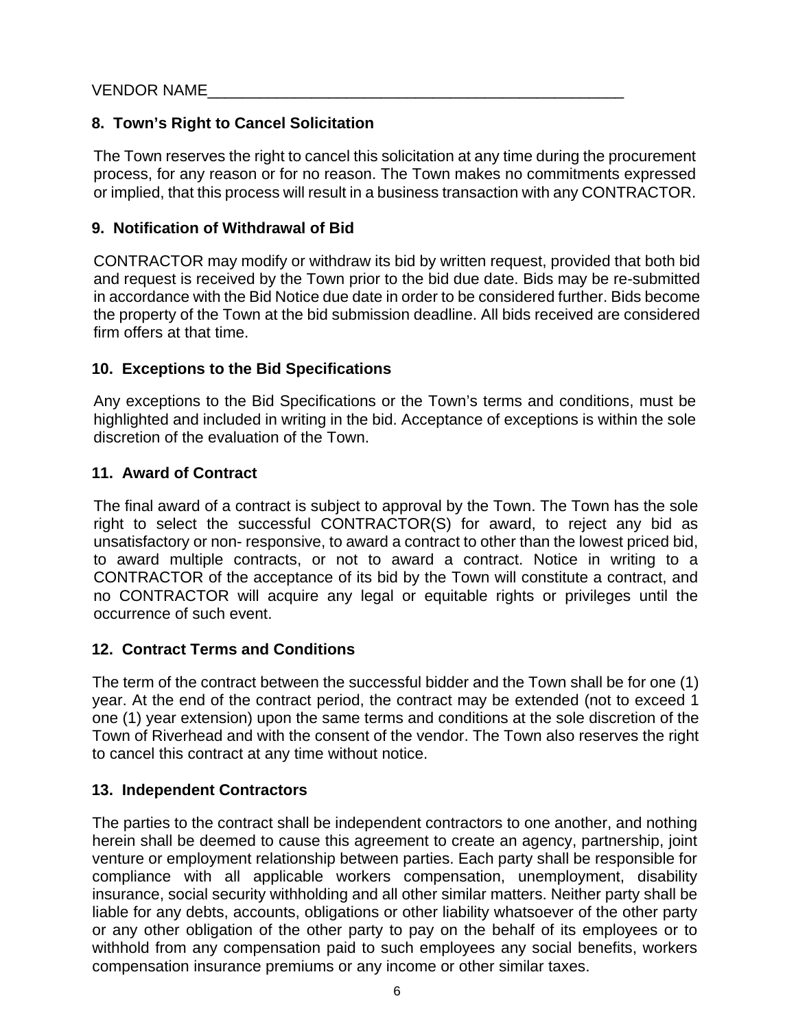VENDOR NAME___________________________________________________

**8. Town's Right to Cancel Solicitation**

The Town reserves the right to cancel this solicitation at any time during the procurement process, for any reason or for no reason. The Town makes no commitments expressed or implied, that this process will result in a business transaction with any CONTRACTOR.

**9. Notification of Withdrawal of Bid**

CONTRACTOR may modify or withdraw its bid by written request, provided that both bid and request is received by the Town prior to the bid due date. Bids may be re-submitted in accordance with the Bid Notice due date in order to be considered further. Bids become the property of the Town at the bid submission deadline. All bids received are considered firm offers at that time.

**10. Exceptions to the Bid Specifications**

Any exceptions to the Bid Specifications or the Town's terms and conditions, must be highlighted and included in writing in the bid. Acceptance of exceptions is within the sole discretion of the evaluation of the Town.

**11. Award of Contract**

The final award of a contract is subject to approval by the Town. The Town has the sole right to select the successful CONTRACTOR(S) for award, to reject any bid as unsatisfactory or non- responsive, to award a contract to other than the lowest priced bid, to award multiple contracts, or not to award a contract. Notice in writing to a CONTRACTOR of the acceptance of its bid by the Town will constitute a contract, and no CONTRACTOR will acquire any legal or equitable rights or privileges until the occurrence of such event.

**12. Contract Terms and Conditions**

The term of the contract between the successful bidder and the Town shall be for one (1) year. At the end of the contract period, the contract may be extended (not to exceed 1 one (1) year extension) upon the same terms and conditions at the sole discretion of the Town of Riverhead and with the consent of the vendor. The Town also reserves the right to cancel this contract at any time without notice.

**13. Independent Contractors**

The parties to the contract shall be independent contractors to one another, and nothing herein shall be deemed to cause this agreement to create an agency, partnership, joint venture or employment relationship between parties. Each party shall be responsible for compliance with all applicable workers compensation, unemployment, disability insurance, social security withholding and all other similar matters. Neither party shall be liable for any debts, accounts, obligations or other liability whatsoever of the other party or any other obligation of the other party to pay on the behalf of its employees or to withhold from any compensation paid to such employees any social benefits, workers compensation insurance premiums or any income or other similar taxes.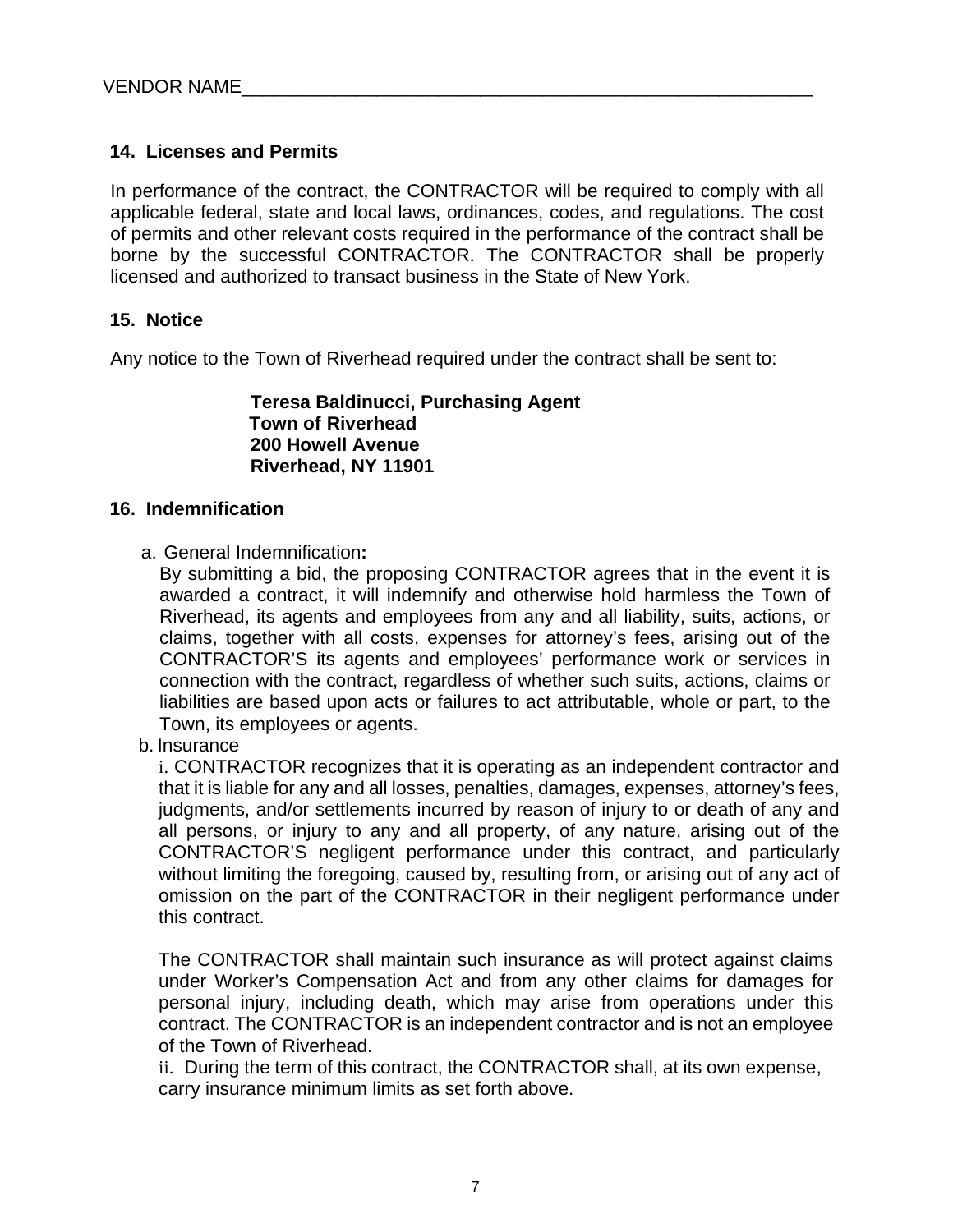VENDOR NAME_______________________________________________________

**14. Licenses and Permits**

In performance of the contract, the CONTRACTOR will be required to comply with all applicable federal, state and local laws, ordinances, codes, and regulations. The cost of permits and other relevant costs required in the performance of the contract shall be borne by the successful CONTRACTOR. The CONTRACTOR shall be properly licensed and authorized to transact business in the State of New York.

**15. Notice**

Any notice to the Town of Riverhead required under the contract shall be sent to:

**Teresa Baldinucci, Purchasing Agent**
**Town of Riverhead**
**200 Howell Avenue**
**Riverhead, NY 11901**

**16. Indemnification**

a. General Indemnification**:**
By submitting a bid, the proposing CONTRACTOR agrees that in the event it is awarded a contract, it will indemnify and otherwise hold harmless the Town of Riverhead, its agents and employees from any and all liability, suits, actions, or claims, together with all costs, expenses for attorney's fees, arising out of the CONTRACTOR'S its agents and employees' performance work or services in connection with the contract, regardless of whether such suits, actions, claims or liabilities are based upon acts or failures to act attributable, whole or part, to the Town, its employees or agents.

b. Insurance
i. CONTRACTOR recognizes that it is operating as an independent contractor and that it is liable for any and all losses, penalties, damages, expenses, attorney's fees, judgments, and/or settlements incurred by reason of injury to or death of any and all persons, or injury to any and all property, of any nature, arising out of the CONTRACTOR'S negligent performance under this contract, and particularly without limiting the foregoing, caused by, resulting from, or arising out of any act of omission on the part of the CONTRACTOR in their negligent performance under this contract.

The CONTRACTOR shall maintain such insurance as will protect against claims under Worker's Compensation Act and from any other claims for damages for personal injury, including death, which may arise from operations under this contract. The CONTRACTOR is an independent contractor and is not an employee of the Town of Riverhead.
ii. During the term of this contract, the CONTRACTOR shall, at its own expense, carry insurance minimum limits as set forth above.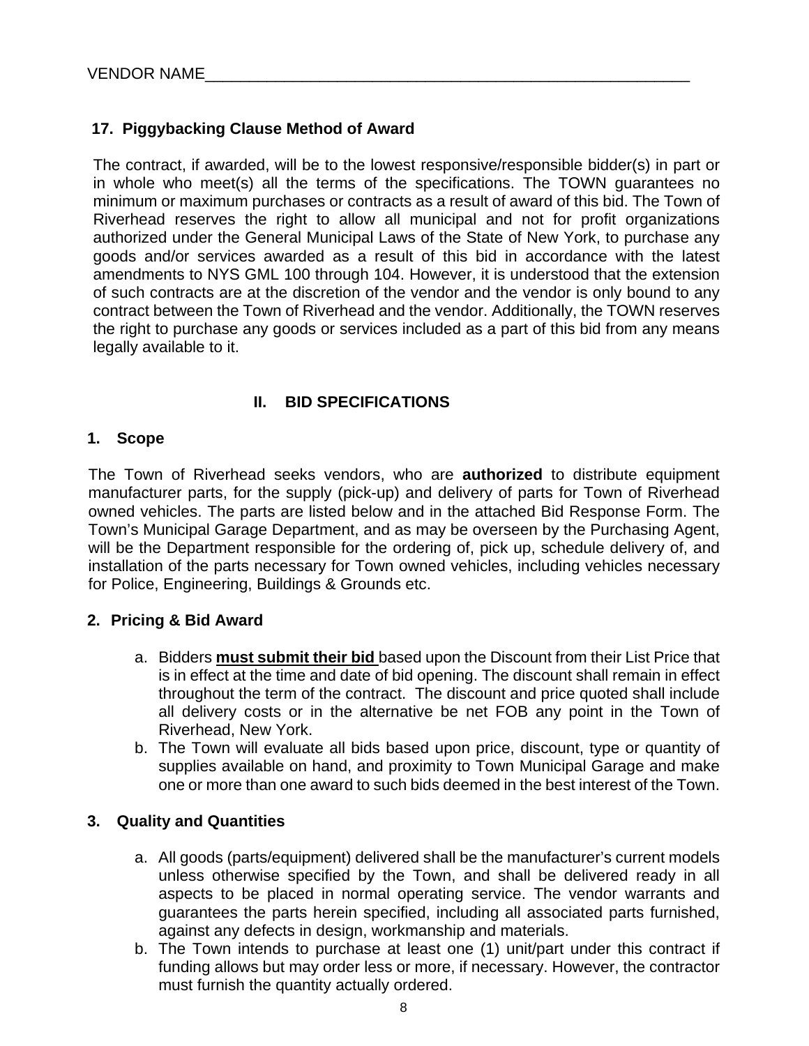VENDOR NAME___________________________________________________________

### 17. Piggybacking Clause Method of Award

The contract, if awarded, will be to the lowest responsive/responsible bidder(s) in part or in whole who meet(s) all the terms of the specifications. The TOWN guarantees no minimum or maximum purchases or contracts as a result of award of this bid. The Town of Riverhead reserves the right to allow all municipal and not for profit organizations authorized under the General Municipal Laws of the State of New York, to purchase any goods and/or services awarded as a result of this bid in accordance with the latest amendments to NYS GML 100 through 104. However, it is understood that the extension of such contracts are at the discretion of the vendor and the vendor is only bound to any contract between the Town of Riverhead and the vendor. Additionally, the TOWN reserves the right to purchase any goods or services included as a part of this bid from any means legally available to it.

## II. BID SPECIFICATIONS

### 1. Scope

The Town of Riverhead seeks vendors, who are **authorized** to distribute equipment manufacturer parts, for the supply (pick-up) and delivery of parts for Town of Riverhead owned vehicles. The parts are listed below and in the attached Bid Response Form. The Town's Municipal Garage Department, and as may be overseen by the Purchasing Agent, will be the Department responsible for the ordering of, pick up, schedule delivery of, and installation of the parts necessary for Town owned vehicles, including vehicles necessary for Police, Engineering, Buildings & Grounds etc.

### 2. Pricing & Bid Award

a. Bidders **<u>must submit their bid</u>** based upon the Discount from their List Price that is in effect at the time and date of bid opening. The discount shall remain in effect throughout the term of the contract. The discount and price quoted shall include all delivery costs or in the alternative be net FOB any point in the Town of Riverhead, New York.
b. The Town will evaluate all bids based upon price, discount, type or quantity of supplies available on hand, and proximity to Town Municipal Garage and make one or more than one award to such bids deemed in the best interest of the Town.

### 3. Quality and Quantities

a. All goods (parts/equipment) delivered shall be the manufacturer's current models unless otherwise specified by the Town, and shall be delivered ready in all aspects to be placed in normal operating service. The vendor warrants and guarantees the parts herein specified, including all associated parts furnished, against any defects in design, workmanship and materials.
b. The Town intends to purchase at least one (1) unit/part under this contract if funding allows but may order less or more, if necessary. However, the contractor must furnish the quantity actually ordered.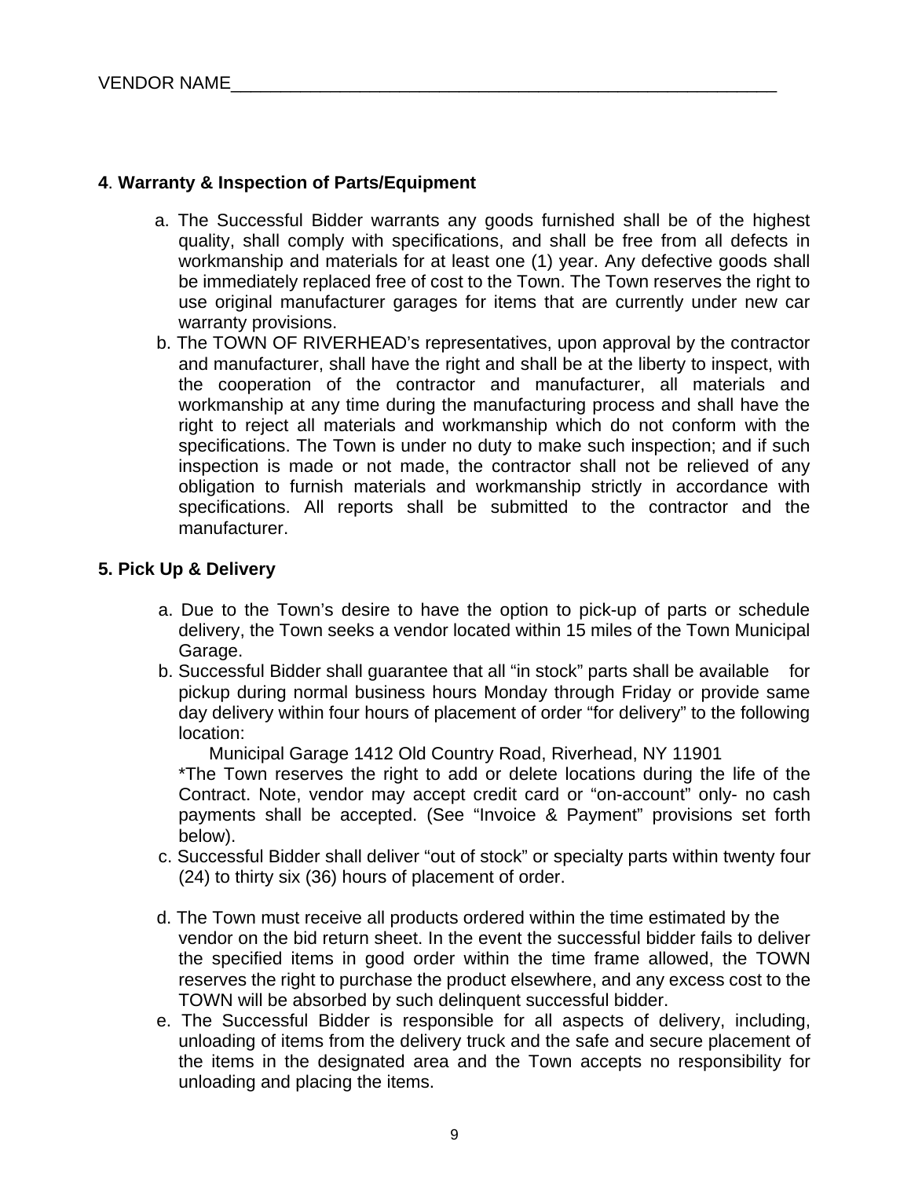VENDOR NAME_______________________________________________________

**4**. **Warranty & Inspection of Parts/Equipment**

a. The Successful Bidder warrants any goods furnished shall be of the highest quality, shall comply with specifications, and shall be free from all defects in workmanship and materials for at least one (1) year. Any defective goods shall be immediately replaced free of cost to the Town. The Town reserves the right to use original manufacturer garages for items that are currently under new car warranty provisions.

b. The TOWN OF RIVERHEAD's representatives, upon approval by the contractor and manufacturer, shall have the right and shall be at the liberty to inspect, with the cooperation of the contractor and manufacturer, all materials and workmanship at any time during the manufacturing process and shall have the right to reject all materials and workmanship which do not conform with the specifications. The Town is under no duty to make such inspection; and if such inspection is made or not made, the contractor shall not be relieved of any obligation to furnish materials and workmanship strictly in accordance with specifications. All reports shall be submitted to the contractor and the manufacturer.

**5. Pick Up & Delivery**

a. Due to the Town's desire to have the option to pick-up of parts or schedule delivery, the Town seeks a vendor located within 15 miles of the Town Municipal Garage.

b. Successful Bidder shall guarantee that all "in stock" parts shall be available for pickup during normal business hours Monday through Friday or provide same day delivery within four hours of placement of order "for delivery" to the following location:

Municipal Garage 1412 Old Country Road, Riverhead, NY 11901

*The Town reserves the right to add or delete locations during the life of the Contract. Note, vendor may accept credit card or "on-account" only- no cash payments shall be accepted. (See "Invoice & Payment" provisions set forth below).

c. Successful Bidder shall deliver "out of stock" or specialty parts within twenty four (24) to thirty six (36) hours of placement of order.

d. The Town must receive all products ordered within the time estimated by the vendor on the bid return sheet. In the event the successful bidder fails to deliver the specified items in good order within the time frame allowed, the TOWN reserves the right to purchase the product elsewhere, and any excess cost to the TOWN will be absorbed by such delinquent successful bidder.

e. The Successful Bidder is responsible for all aspects of delivery, including, unloading of items from the delivery truck and the safe and secure placement of the items in the designated area and the Town accepts no responsibility for unloading and placing the items.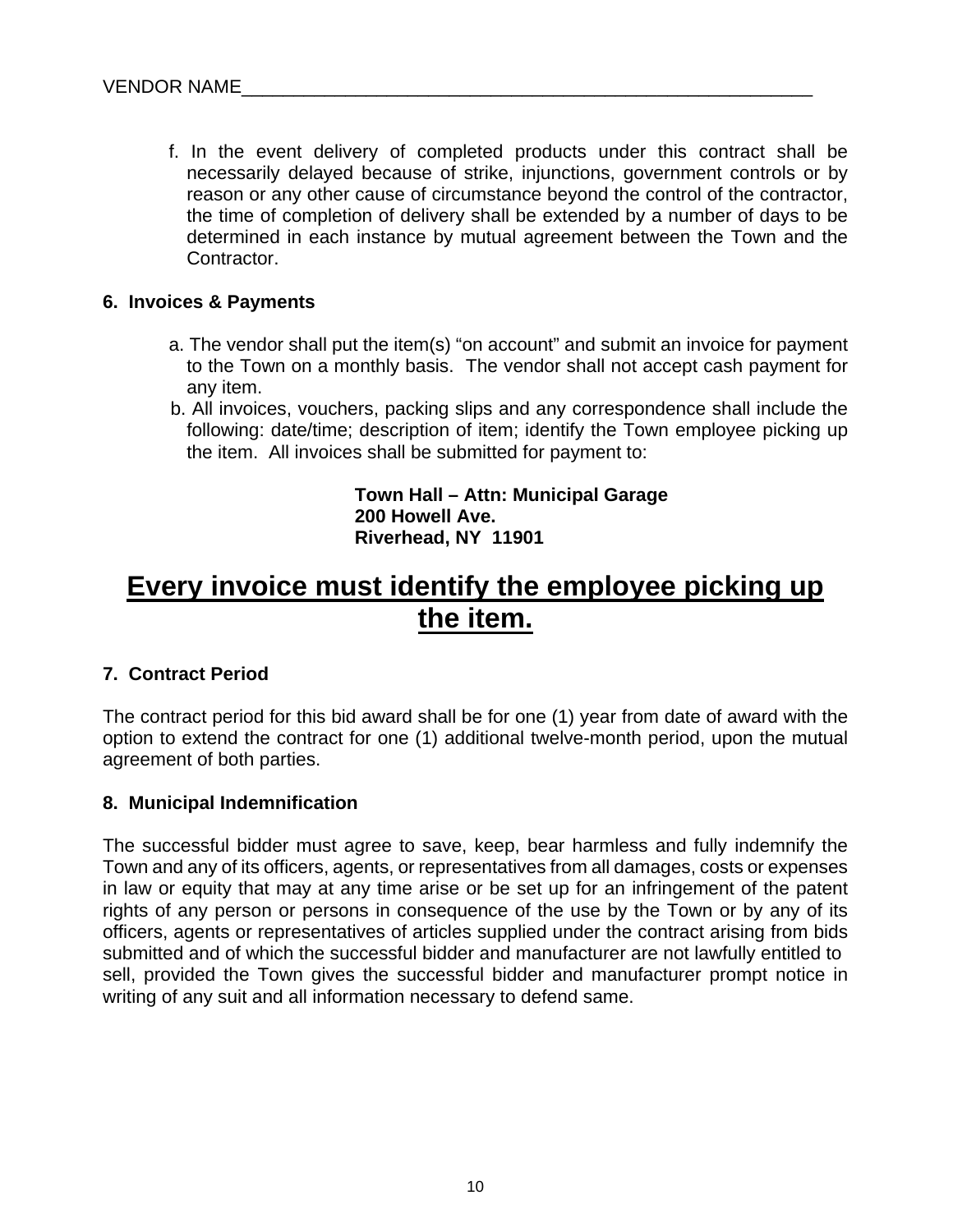VENDOR NAME_______________________________________________________

f. In the event delivery of completed products under this contract shall be necessarily delayed because of strike, injunctions, government controls or by reason or any other cause of circumstance beyond the control of the contractor, the time of completion of delivery shall be extended by a number of days to be determined in each instance by mutual agreement between the Town and the Contractor.

**6. Invoices & Payments**

a. The vendor shall put the item(s) "on account" and submit an invoice for payment to the Town on a monthly basis. The vendor shall not accept cash payment for any item.

b. All invoices, vouchers, packing slips and any correspondence shall include the following: date/time; description of item; identify the Town employee picking up the item. All invoices shall be submitted for payment to:

**Town Hall – Attn: Municipal Garage**
**200 Howell Ave.**
**Riverhead, NY 11901**

# <u>Every invoice must identify the employee picking up the item.</u>

**7. Contract Period**

The contract period for this bid award shall be for one (1) year from date of award with the option to extend the contract for one (1) additional twelve-month period, upon the mutual agreement of both parties.

**8. Municipal Indemnification**

The successful bidder must agree to save, keep, bear harmless and fully indemnify the Town and any of its officers, agents, or representatives from all damages, costs or expenses in law or equity that may at any time arise or be set up for an infringement of the patent rights of any person or persons in consequence of the use by the Town or by any of its officers, agents or representatives of articles supplied under the contract arising from bids submitted and of which the successful bidder and manufacturer are not lawfully entitled to sell, provided the Town gives the successful bidder and manufacturer prompt notice in writing of any suit and all information necessary to defend same.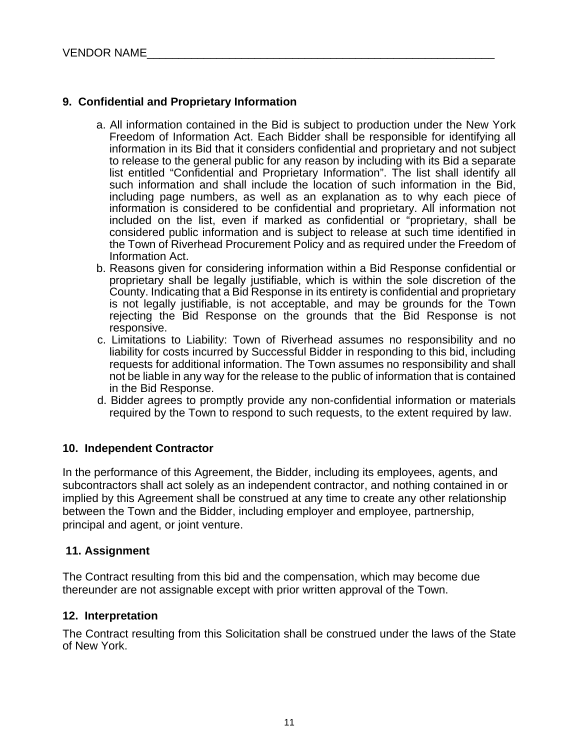VENDOR NAME_______________________________________________________

**9. Confidential and Proprietary Information**

a. All information contained in the Bid is subject to production under the New York Freedom of Information Act. Each Bidder shall be responsible for identifying all information in its Bid that it considers confidential and proprietary and not subject to release to the general public for any reason by including with its Bid a separate list entitled "Confidential and Proprietary Information". The list shall identify all such information and shall include the location of such information in the Bid, including page numbers, as well as an explanation as to why each piece of information is considered to be confidential and proprietary. All information not included on the list, even if marked as confidential or "proprietary, shall be considered public information and is subject to release at such time identified in the Town of Riverhead Procurement Policy and as required under the Freedom of Information Act.

b. Reasons given for considering information within a Bid Response confidential or proprietary shall be legally justifiable, which is within the sole discretion of the County. Indicating that a Bid Response in its entirety is confidential and proprietary is not legally justifiable, is not acceptable, and may be grounds for the Town rejecting the Bid Response on the grounds that the Bid Response is not responsive.

c. Limitations to Liability: Town of Riverhead assumes no responsibility and no liability for costs incurred by Successful Bidder in responding to this bid, including requests for additional information. The Town assumes no responsibility and shall not be liable in any way for the release to the public of information that is contained in the Bid Response.

d. Bidder agrees to promptly provide any non-confidential information or materials required by the Town to respond to such requests, to the extent required by law.

**10. Independent Contractor**

In the performance of this Agreement, the Bidder, including its employees, agents, and subcontractors shall act solely as an independent contractor, and nothing contained in or implied by this Agreement shall be construed at any time to create any other relationship between the Town and the Bidder, including employer and employee, partnership, principal and agent, or joint venture.

**11. Assignment**

The Contract resulting from this bid and the compensation, which may become due thereunder are not assignable except with prior written approval of the Town.

**12. Interpretation**

The Contract resulting from this Solicitation shall be construed under the laws of the State of New York.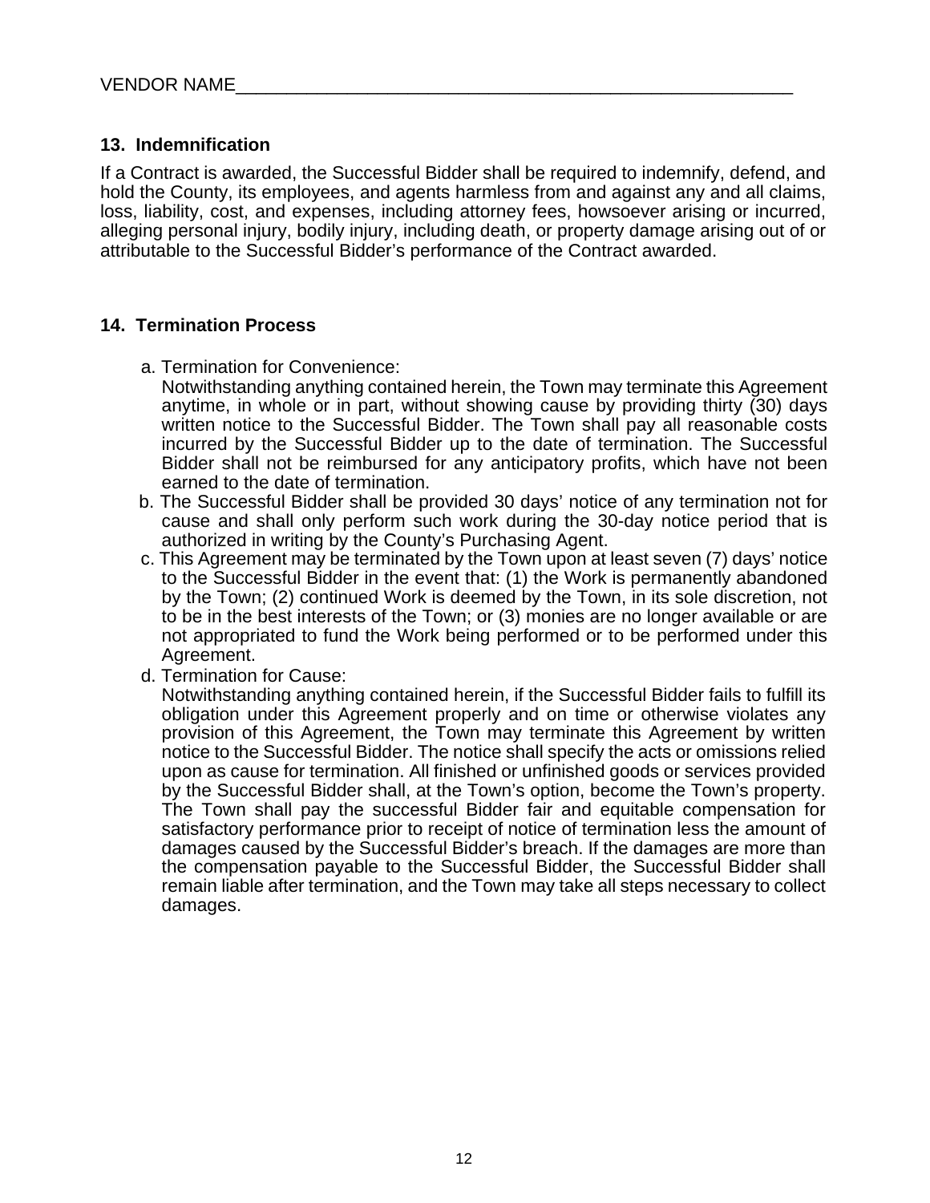VENDOR NAME______________________________________________________

## 13. Indemnification

If a Contract is awarded, the Successful Bidder shall be required to indemnify, defend, and hold the County, its employees, and agents harmless from and against any and all claims, loss, liability, cost, and expenses, including attorney fees, howsoever arising or incurred, alleging personal injury, bodily injury, including death, or property damage arising out of or attributable to the Successful Bidder's performance of the Contract awarded.

## 14. Termination Process

a. Termination for Convenience:
   Notwithstanding anything contained herein, the Town may terminate this Agreement anytime, in whole or in part, without showing cause by providing thirty (30) days written notice to the Successful Bidder. The Town shall pay all reasonable costs incurred by the Successful Bidder up to the date of termination. The Successful Bidder shall not be reimbursed for any anticipatory profits, which have not been earned to the date of termination.

b. The Successful Bidder shall be provided 30 days' notice of any termination not for cause and shall only perform such work during the 30-day notice period that is authorized in writing by the County's Purchasing Agent.

c. This Agreement may be terminated by the Town upon at least seven (7) days' notice to the Successful Bidder in the event that: (1) the Work is permanently abandoned by the Town; (2) continued Work is deemed by the Town, in its sole discretion, not to be in the best interests of the Town; or (3) monies are no longer available or are not appropriated to fund the Work being performed or to be performed under this Agreement.

d. Termination for Cause:
   Notwithstanding anything contained herein, if the Successful Bidder fails to fulfill its obligation under this Agreement properly and on time or otherwise violates any provision of this Agreement, the Town may terminate this Agreement by written notice to the Successful Bidder. The notice shall specify the acts or omissions relied upon as cause for termination. All finished or unfinished goods or services provided by the Successful Bidder shall, at the Town's option, become the Town's property. The Town shall pay the successful Bidder fair and equitable compensation for satisfactory performance prior to receipt of notice of termination less the amount of damages caused by the Successful Bidder's breach. If the damages are more than the compensation payable to the Successful Bidder, the Successful Bidder shall remain liable after termination, and the Town may take all steps necessary to collect damages.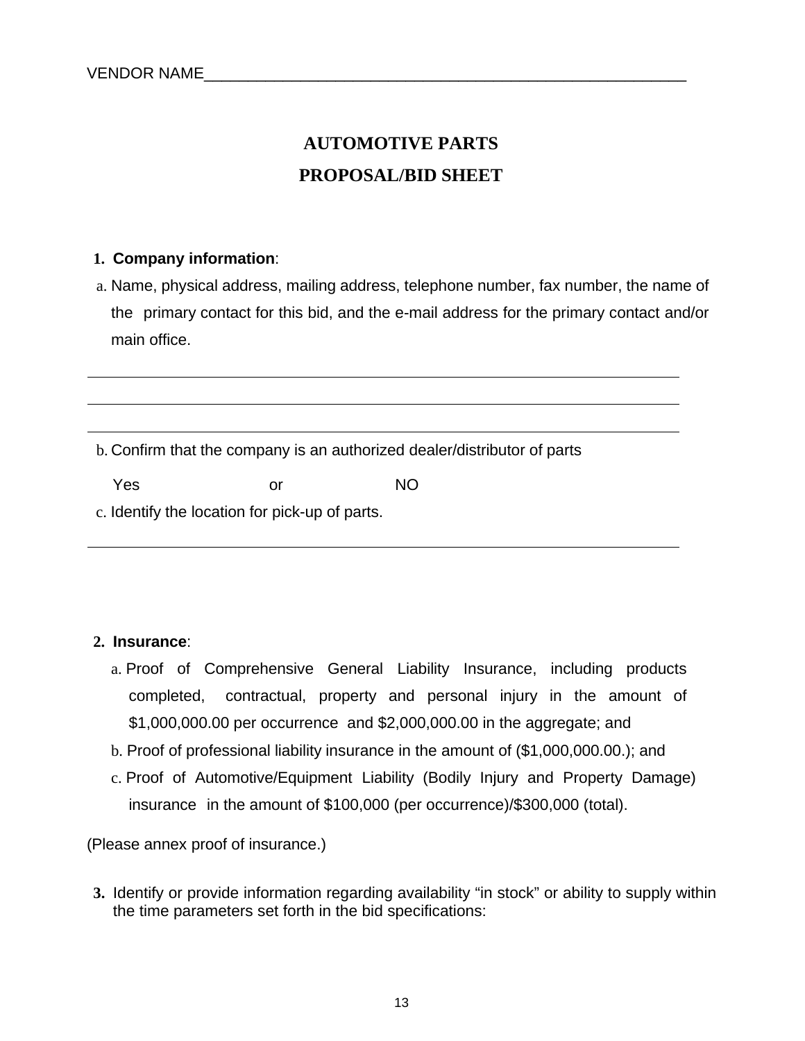VENDOR NAME________________________________________________________

# AUTOMOTIVE PARTS
# PROPOSAL/BID SHEET

1. **Company information**:

   a. Name, physical address, mailing address, telephone number, fax number, the name of the primary contact for this bid, and the e-mail address for the primary contact and/or main office.

______________________________________________________________________

______________________________________________________________________

______________________________________________________________________

   b. Confirm that the company is an authorized dealer/distributor of parts

   Yes or NO

   c. Identify the location for pick-up of parts.

______________________________________________________________________

2. **Insurance**:

   a. Proof of Comprehensive General Liability Insurance, including products completed, contractual, property and personal injury in the amount of $1,000,000.00 per occurrence and $2,000,000.00 in the aggregate; and

   b. Proof of professional liability insurance in the amount of ($1,000,000.00.); and

   c. Proof of Automotive/Equipment Liability (Bodily Injury and Property Damage) insurance in the amount of $100,000 (per occurrence)/$300,000 (total).

(Please annex proof of insurance.)

3. Identify or provide information regarding availability “in stock” or ability to supply within the time parameters set forth in the bid specifications: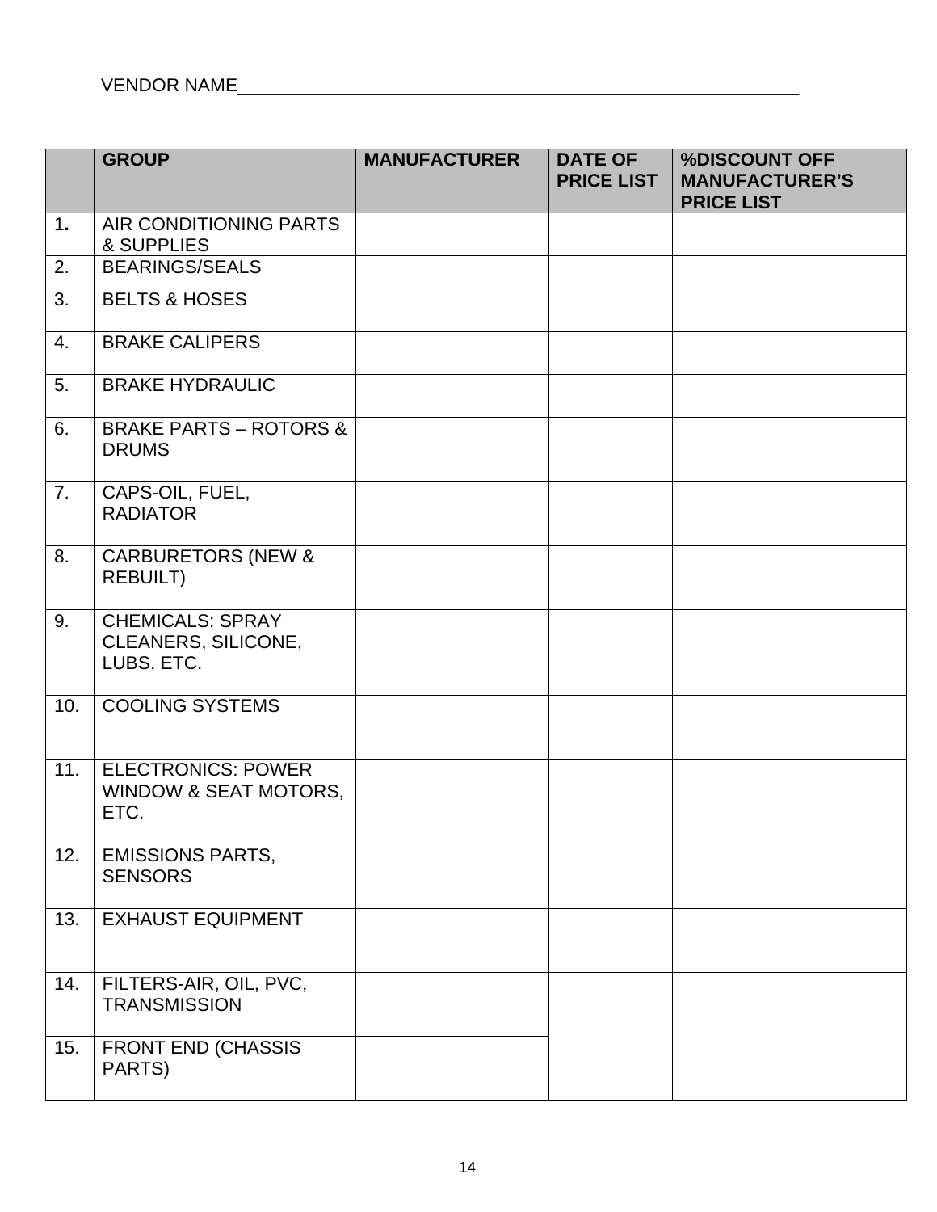VENDOR NAME_______________________________________________________

| | GROUP | MANUFACTURER | DATE OF PRICE LIST | %DISCOUNT OFF MANUFACTURER'S PRICE LIST |
|---|---|---|---|---|
| 1. | AIR CONDITIONING PARTS & SUPPLIES | | | |
| 2. | BEARINGS/SEALS | | | |
| 3. | BELTS & HOSES | | | |
| 4. | BRAKE CALIPERS | | | |
| 5. | BRAKE HYDRAULIC | | | |
| 6. | BRAKE PARTS – ROTORS & DRUMS | | | |
| 7. | CAPS-OIL, FUEL, RADIATOR | | | |
| 8. | CARBURETORS (NEW & REBUILT) | | | |
| 9. | CHEMICALS: SPRAY CLEANERS, SILICONE, LUBS, ETC. | | | |
| 10. | COOLING SYSTEMS | | | |
| 11. | ELECTRONICS: POWER WINDOW & SEAT MOTORS, ETC. | | | |
| 12. | EMISSIONS PARTS, SENSORS | | | |
| 13. | EXHAUST EQUIPMENT | | | |
| 14. | FILTERS-AIR, OIL, PVC, TRANSMISSION | | | |
| 15. | FRONT END (CHASSIS PARTS) | | | |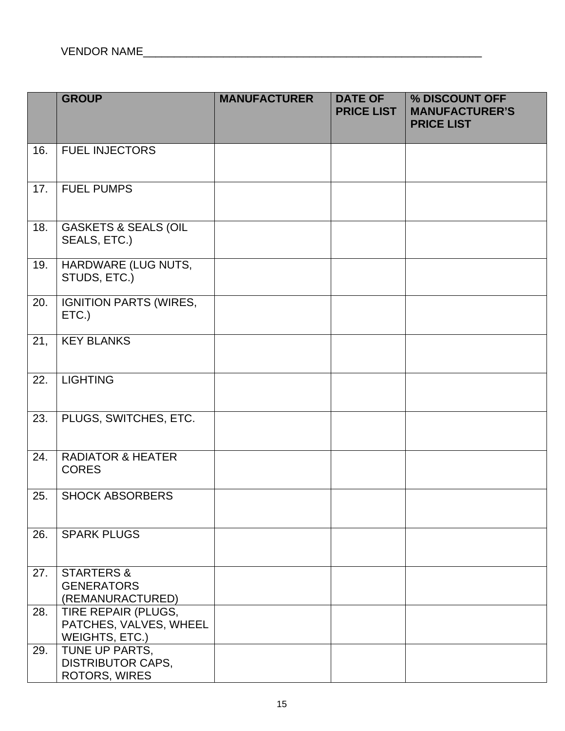VENDOR NAME___________________________________________________________

| | GROUP | MANUFACTURER | DATE OF PRICE LIST | % DISCOUNT OFF MANUFACTURER'S PRICE LIST |
|---|---|---|---|---|
| 16. | FUEL INJECTORS | | | |
| 17. | FUEL PUMPS | | | |
| 18. | GASKETS & SEALS (OIL SEALS, ETC.) | | | |
| 19. | HARDWARE (LUG NUTS, STUDS, ETC.) | | | |
| 20. | IGNITION PARTS (WIRES, ETC.) | | | |
| 21, | KEY BLANKS | | | |
| 22. | LIGHTING | | | |
| 23. | PLUGS, SWITCHES, ETC. | | | |
| 24. | RADIATOR & HEATER CORES | | | |
| 25. | SHOCK ABSORBERS | | | |
| 26. | SPARK PLUGS | | | |
| 27. | STARTERS & GENERATORS (REMANURACTURED) | | | |
| 28. | TIRE REPAIR (PLUGS, PATCHES, VALVES, WHEEL WEIGHTS, ETC.) | | | |
| 29. | TUNE UP PARTS, DISTRIBUTOR CAPS, ROTORS, WIRES | | | |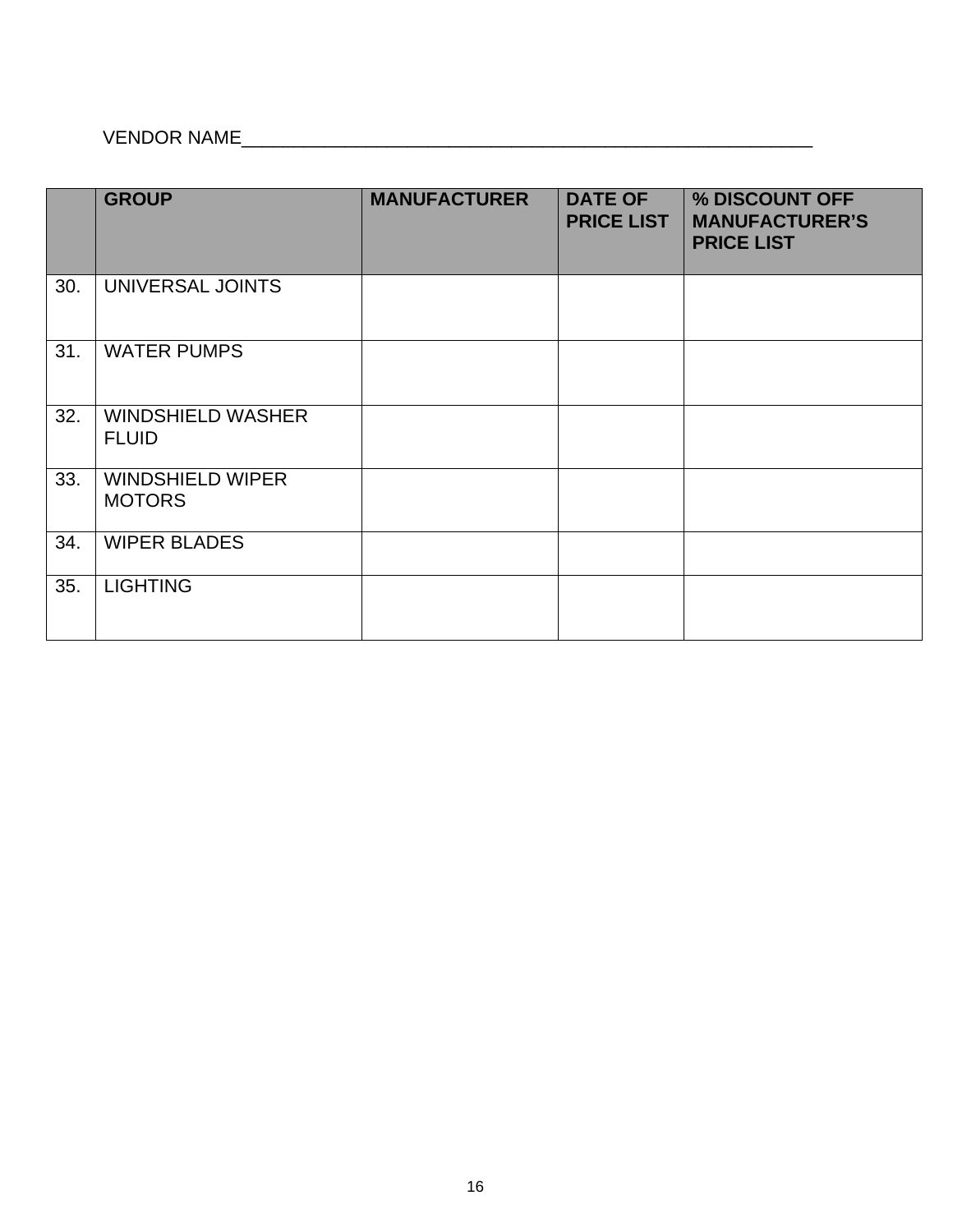VENDOR NAME_______________________________________________________

| | GROUP | MANUFACTURER | DATE OF PRICE LIST | % DISCOUNT OFF MANUFACTURER'S PRICE LIST |
|---|---|---|---|---|
| 30. | UNIVERSAL JOINTS | | | |
| 31. | WATER PUMPS | | | |
| 32. | WINDSHIELD WASHER FLUID | | | |
| 33. | WINDSHIELD WIPER MOTORS | | | |
| 34. | WIPER BLADES | | | |
| 35. | LIGHTING | | | |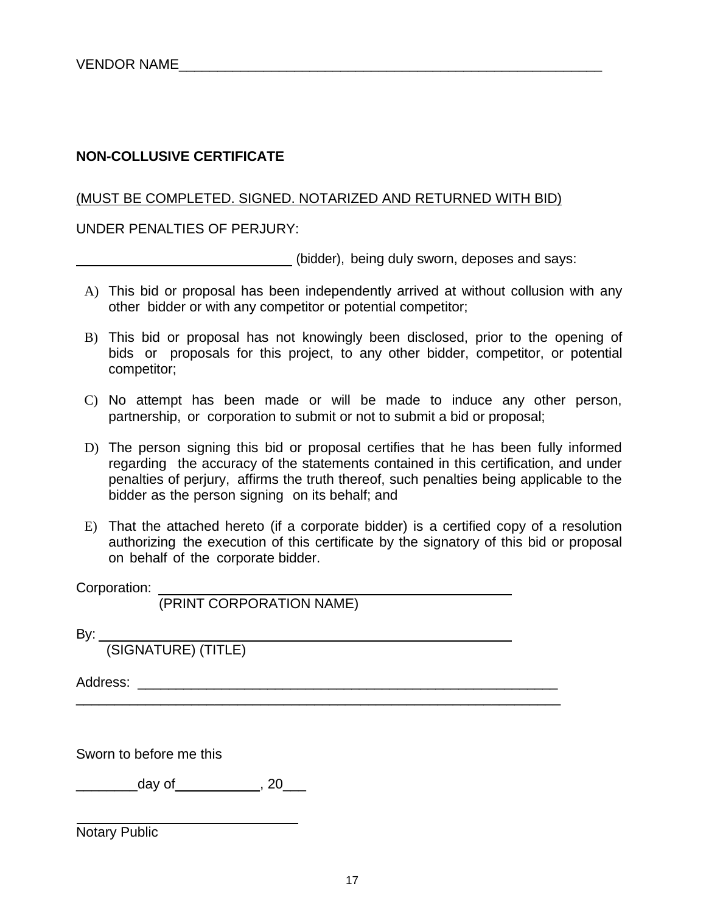VENDOR NAME________________________________________________________

**NON-COLLUSIVE CERTIFICATE**

(MUST BE COMPLETED. SIGNED. NOTARIZED AND RETURNED WITH BID)

UNDER PENALTIES OF PERJURY:

_____________________________ (bidder), being duly sworn, deposes and says:

A) This bid or proposal has been independently arrived at without collusion with any other bidder or with any competitor or potential competitor;

B) This bid or proposal has not knowingly been disclosed, prior to the opening of bids or proposals for this project, to any other bidder, competitor, or potential competitor;

C) No attempt has been made or will be made to induce any other person, partnership, or corporation to submit or not to submit a bid or proposal;

D) The person signing this bid or proposal certifies that he has been fully informed regarding the accuracy of the statements contained in this certification, and under penalties of perjury, affirms the truth thereof, such penalties being applicable to the bidder as the person signing on its behalf; and

E) That the attached hereto (if a corporate bidder) is a certified copy of a resolution authorizing the execution of this certificate by the signatory of this bid or proposal on behalf of the corporate bidder.

Corporation: ______________________________________________
(PRINT CORPORATION NAME)

By: ______________________________________________________
(SIGNATURE) (TITLE)

Address: _______________________________________________________
______________________________________________________________

Sworn to before me this

________day of___________, 20___

______________________________
Notary Public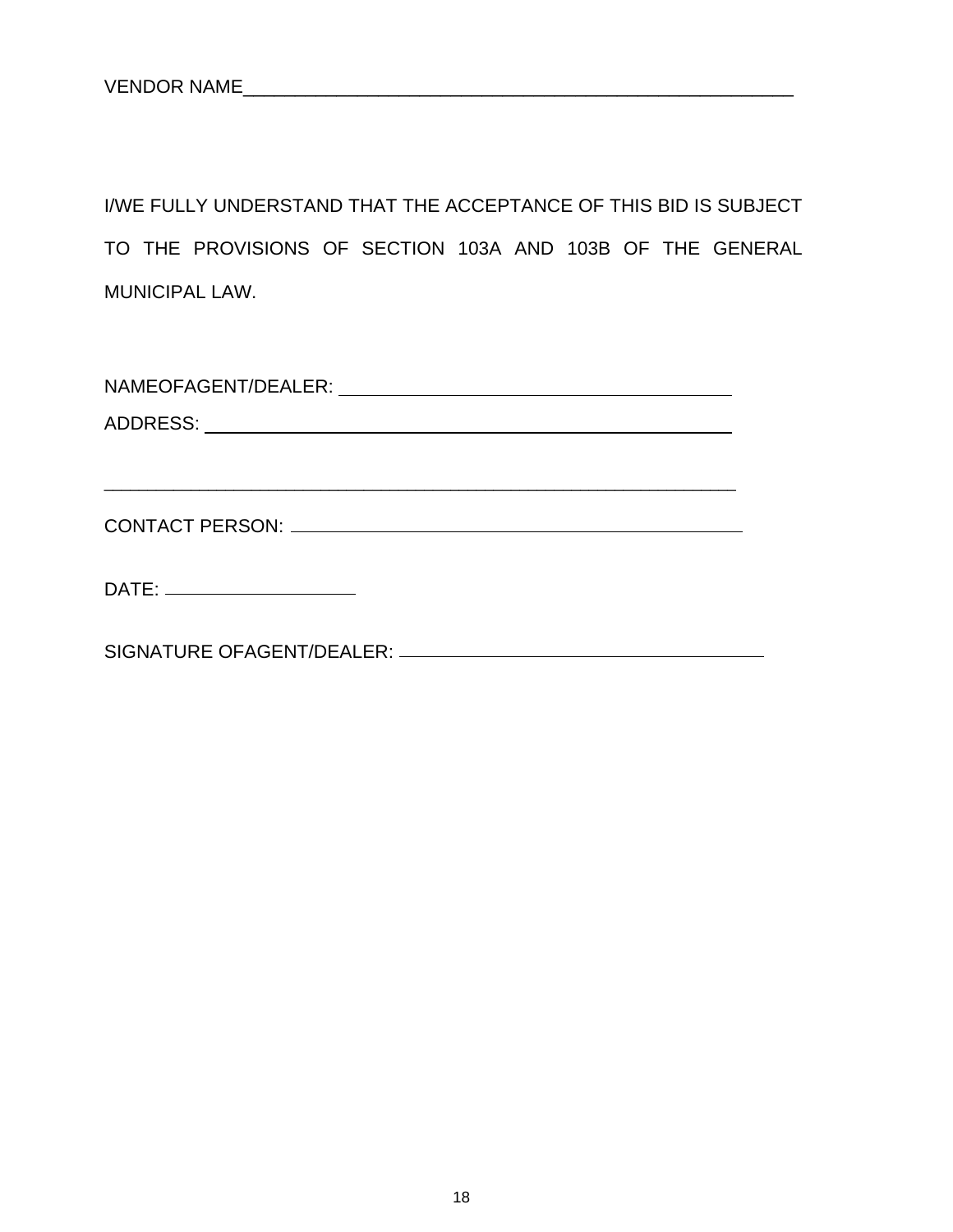VENDOR NAME_______________________________________________________

I/WE FULLY UNDERSTAND THAT THE ACCEPTANCE OF THIS BID IS SUBJECT TO THE PROVISIONS OF SECTION 103A AND 103B OF THE GENERAL MUNICIPAL LAW.

NAMEOFAGENT/DEALER: ________________________________________

ADDRESS: ______________________________________________________

_________________________________________________________________

CONTACT PERSON: ________________________________________________

DATE: ____________________

SIGNATURE OFAGENT/DEALER: ______________________________________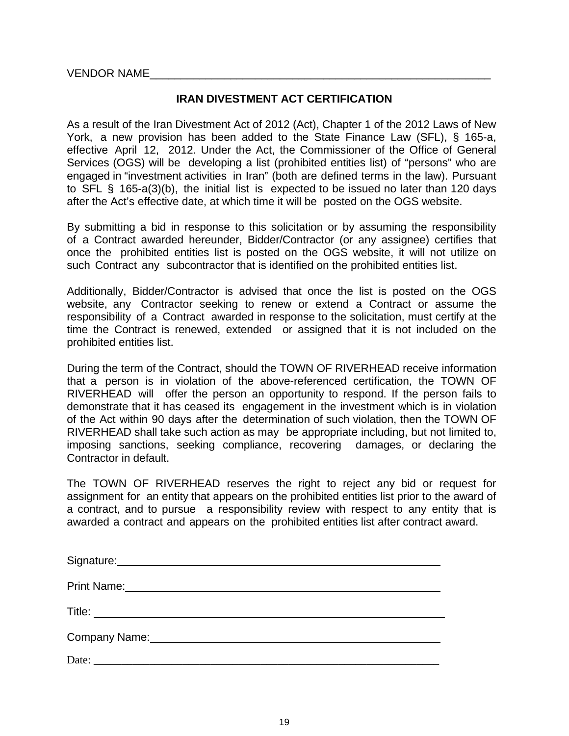VENDOR NAME_______________________________________________________

## IRAN DIVESTMENT ACT CERTIFICATION

As a result of the Iran Divestment Act of 2012 (Act), Chapter 1 of the 2012 Laws of New York, a new provision has been added to the State Finance Law (SFL), § 165-a, effective April 12, 2012. Under the Act, the Commissioner of the Office of General Services (OGS) will be developing a list (prohibited entities list) of "persons" who are engaged in "investment activities in Iran" (both are defined terms in the law). Pursuant to SFL § 165-a(3)(b), the initial list is expected to be issued no later than 120 days after the Act's effective date, at which time it will be posted on the OGS website.

By submitting a bid in response to this solicitation or by assuming the responsibility of a Contract awarded hereunder, Bidder/Contractor (or any assignee) certifies that once the prohibited entities list is posted on the OGS website, it will not utilize on such Contract any subcontractor that is identified on the prohibited entities list.

Additionally, Bidder/Contractor is advised that once the list is posted on the OGS website, any Contractor seeking to renew or extend a Contract or assume the responsibility of a Contract awarded in response to the solicitation, must certify at the time the Contract is renewed, extended or assigned that it is not included on the prohibited entities list.

During the term of the Contract, should the TOWN OF RIVERHEAD receive information that a person is in violation of the above-referenced certification, the TOWN OF RIVERHEAD will offer the person an opportunity to respond. If the person fails to demonstrate that it has ceased its engagement in the investment which is in violation of the Act within 90 days after the determination of such violation, then the TOWN OF RIVERHEAD shall take such action as may be appropriate including, but not limited to, imposing sanctions, seeking compliance, recovering damages, or declaring the Contractor in default.

The TOWN OF RIVERHEAD reserves the right to reject any bid or request for assignment for an entity that appears on the prohibited entities list prior to the award of a contract, and to pursue a responsibility review with respect to any entity that is awarded a contract and appears on the prohibited entities list after contract award.

Signature:_______________________________________________

Print Name:_______________________________________________

Title: _______________________________________________

Company Name:_______________________________________________

Date: _______________________________________________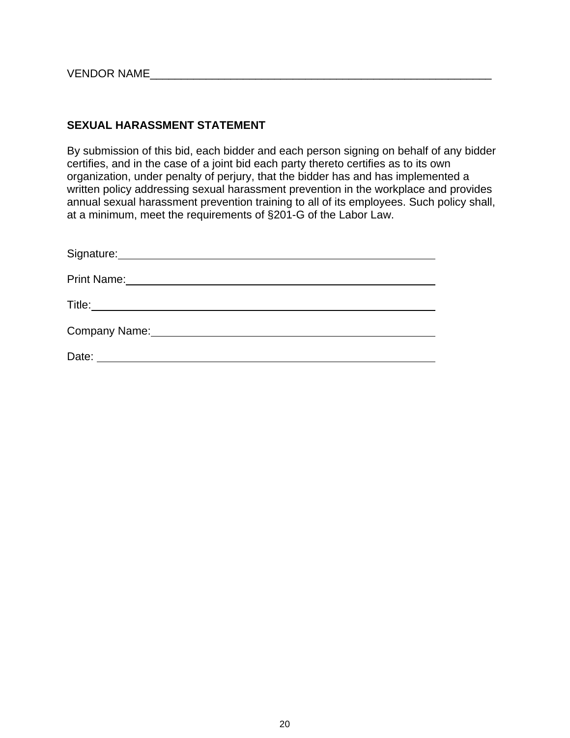VENDOR NAME_______________________________________________________

## SEXUAL HARASSMENT STATEMENT

By submission of this bid, each bidder and each person signing on behalf of any bidder certifies, and in the case of a joint bid each party thereto certifies as to its own organization, under penalty of perjury, that the bidder has and has implemented a written policy addressing sexual harassment prevention in the workplace and provides annual sexual harassment prevention training to all of its employees. Such policy shall, at a minimum, meet the requirements of §201-G of the Labor Law.

Signature:_______________________________________________

Print Name:_______________________________________________

Title:_______________________________________________

Company Name:_______________________________________________

Date: _______________________________________________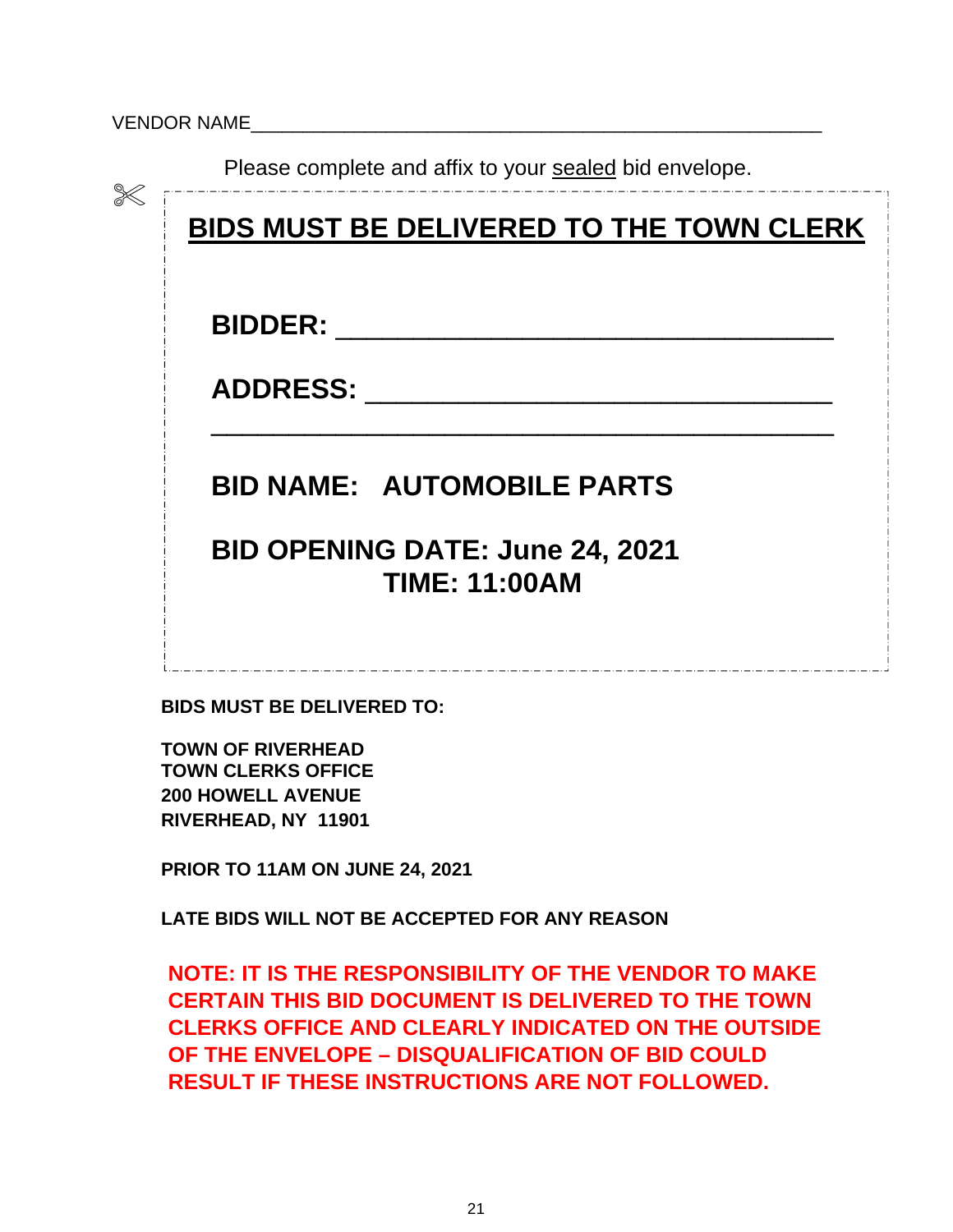VENDOR NAME_______________________________________________________

Please complete and affix to your sealed bid envelope.

## BIDS MUST BE DELIVERED TO THE TOWN CLERK

**BIDDER:** _________________________________

**ADDRESS:** _________________________________

_________________________________________

**BID NAME: AUTOMOBILE PARTS**

**BID OPENING DATE: June 24, 2021**
**TIME: 11:00AM**

**BIDS MUST BE DELIVERED TO:**

**TOWN OF RIVERHEAD**
**TOWN CLERKS OFFICE**
**200 HOWELL AVENUE**
**RIVERHEAD, NY 11901**

**PRIOR TO 11AM ON JUNE 24, 2021**

**LATE BIDS WILL NOT BE ACCEPTED FOR ANY REASON**

**NOTE: IT IS THE RESPONSIBILITY OF THE VENDOR TO MAKE CERTAIN THIS BID DOCUMENT IS DELIVERED TO THE TOWN CLERKS OFFICE AND CLEARLY INDICATED ON THE OUTSIDE OF THE ENVELOPE – DISQUALIFICATION OF BID COULD RESULT IF THESE INSTRUCTIONS ARE NOT FOLLOWED.**